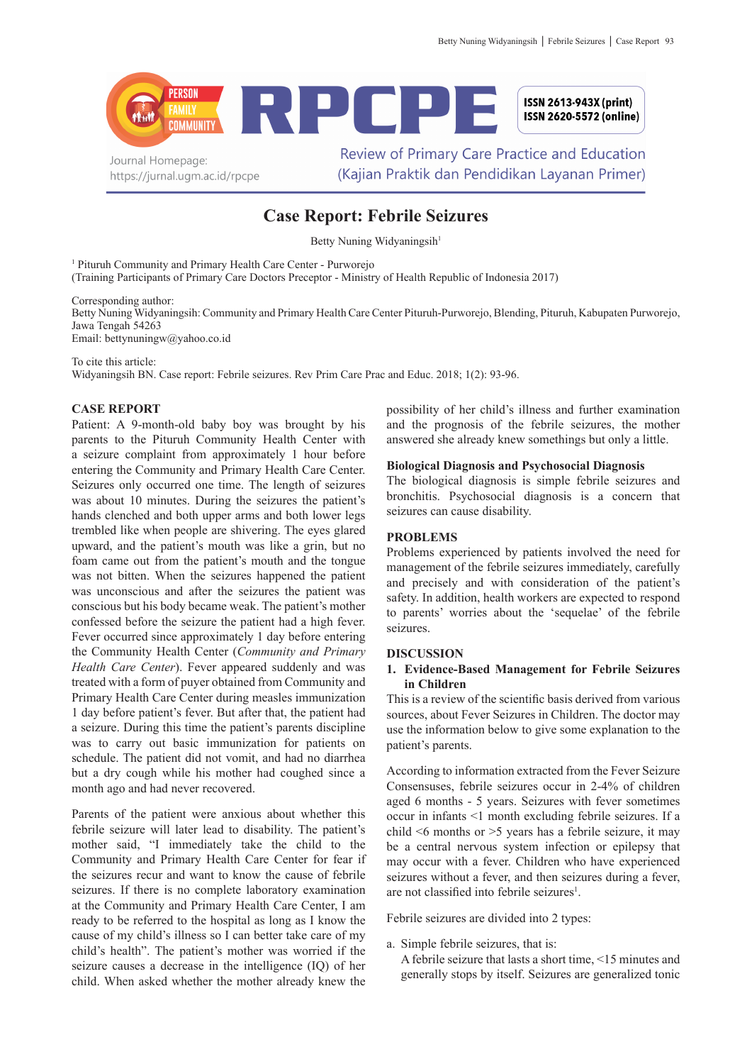PERSON FAMILY COMMUNITY

# RPCPE

ISSN 2613-943X (print)
ISSN 2620-5572 (online)

Journal Homepage:
https://jurnal.ugm.ac.id/rpcpe

Review of Primary Care Practice and Education
(Kajian Praktik dan Pendidikan Layanan Primer)

# Case Report: Febrile Seizures

Betty Nuning Widyaningsih[1]

[1] Pituruh Community and Primary Health Care Center - Purworejo
(Training Participants of Primary Care Doctors Preceptor - Ministry of Health Republic of Indonesia 2017)

Corresponding author:
Betty Nuning Widyaningsih: Community and Primary Health Care Center Pituruh-Purworejo, Blending, Pituruh, Kabupaten Purworejo, Jawa Tengah 54263
Email: bettynuningw@yahoo.co.id

To cite this article:
Widyaningsih BN. Case report: Febrile seizures. Rev Prim Care Prac and Educ. 2018; 1(2): 93-96.

## CASE REPORT

Patient: A 9-month-old baby boy was brought by his parents to the Pituruh Community Health Center with a seizure complaint from approximately 1 hour before entering the Community and Primary Health Care Center. Seizures only occurred one time. The length of seizures was about 10 minutes. During the seizures the patient's hands clenched and both upper arms and both lower legs trembled like when people are shivering. The eyes glared upward, and the patient's mouth was like a grin, but no foam came out from the patient's mouth and the tongue was not bitten. When the seizures happened the patient was unconscious and after the seizures the patient was conscious but his body became weak. The patient's mother confessed before the seizure the patient had a high fever. Fever occurred since approximately 1 day before entering the Community Health Center (*Community and Primary Health Care Center*). Fever appeared suddenly and was treated with a form of puyer obtained from Community and Primary Health Care Center during measles immunization 1 day before patient's fever. But after that, the patient had a seizure. During this time the patient's parents discipline was to carry out basic immunization for patients on schedule. The patient did not vomit, and had no diarrhea but a dry cough while his mother had coughed since a month ago and had never recovered.

Parents of the patient were anxious about whether this febrile seizure will later lead to disability. The patient's mother said, "I immediately take the child to the Community and Primary Health Care Center for fear if the seizures recur and want to know the cause of febrile seizures. If there is no complete laboratory examination at the Community and Primary Health Care Center, I am ready to be referred to the hospital as long as I know the cause of my child's illness so I can better take care of my child's health". The patient's mother was worried if the seizure causes a decrease in the intelligence (IQ) of her child. When asked whether the mother already knew the possibility of her child's illness and further examination and the prognosis of the febrile seizures, the mother answered she already knew somethings but only a little.

### Biological Diagnosis and Psychosocial Diagnosis

The biological diagnosis is simple febrile seizures and bronchitis. Psychosocial diagnosis is a concern that seizures can cause disability.

## PROBLEMS

Problems experienced by patients involved the need for management of the febrile seizures immediately, carefully and precisely and with consideration of the patient's safety. In addition, health workers are expected to respond to parents' worries about the 'sequelae' of the febrile seizures.

## DISCUSSION

### 1. Evidence-Based Management for Febrile Seizures in Children

This is a review of the scientific basis derived from various sources, about Fever Seizures in Children. The doctor may use the information below to give some explanation to the patient's parents.

According to information extracted from the Fever Seizure Consensuses, febrile seizures occur in 2-4% of children aged 6 months - 5 years. Seizures with fever sometimes occur in infants <1 month excluding febrile seizures. If a child <6 months or >5 years has a febrile seizure, it may be a central nervous system infection or epilepsy that may occur with a fever. Children who have experienced seizures without a fever, and then seizures during a fever, are not classified into febrile seizures[1].

Febrile seizures are divided into 2 types:

a. Simple febrile seizures, that is:
   A febrile seizure that lasts a short time, <15 minutes and generally stops by itself. Seizures are generalized tonic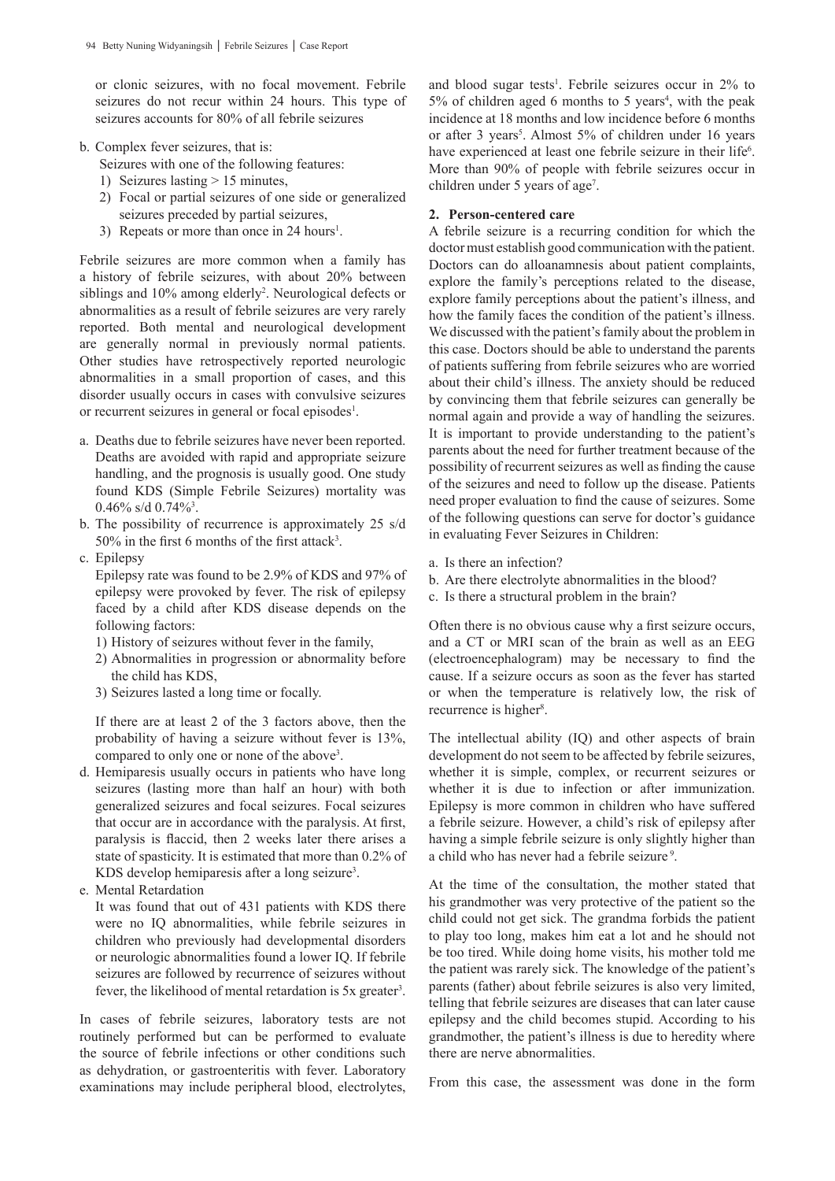or clonic seizures, with no focal movement. Febrile seizures do not recur within 24 hours. This type of seizures accounts for 80% of all febrile seizures

b. Complex fever seizures, that is:
   Seizures with one of the following features:
   1) Seizures lasting > 15 minutes,
   2) Focal or partial seizures of one side or generalized seizures preceded by partial seizures,
   3) Repeats or more than once in 24 hours[1].

Febrile seizures are more common when a family has a history of febrile seizures, with about 20% between siblings and 10% among elderly[2]. Neurological defects or abnormalities as a result of febrile seizures are very rarely reported. Both mental and neurological development are generally normal in previously normal patients. Other studies have retrospectively reported neurologic abnormalities in a small proportion of cases, and this disorder usually occurs in cases with convulsive seizures or recurrent seizures in general or focal episodes[1].

a. Deaths due to febrile seizures have never been reported. Deaths are avoided with rapid and appropriate seizure handling, and the prognosis is usually good. One study found KDS (Simple Febrile Seizures) mortality was 0.46% s/d 0.74%[3].
b. The possibility of recurrence is approximately 25 s/d 50% in the first 6 months of the first attack[3].
c. Epilepsy
   Epilepsy rate was found to be 2.9% of KDS and 97% of epilepsy were provoked by fever. The risk of epilepsy faced by a child after KDS disease depends on the following factors:
   1) History of seizures without fever in the family,
   2) Abnormalities in progression or abnormality before the child has KDS,
   3) Seizures lasted a long time or focally.

   If there are at least 2 of the 3 factors above, then the probability of having a seizure without fever is 13%, compared to only one or none of the above[3].
d. Hemiparesis usually occurs in patients who have long seizures (lasting more than half an hour) with both generalized seizures and focal seizures. Focal seizures that occur are in accordance with the paralysis. At first, paralysis is flaccid, then 2 weeks later there arises a state of spasticity. It is estimated that more than 0.2% of KDS develop hemiparesis after a long seizure[3].
e. Mental Retardation
   It was found that out of 431 patients with KDS there were no IQ abnormalities, while febrile seizures in children who previously had developmental disorders or neurologic abnormalities found a lower IQ. If febrile seizures are followed by recurrence of seizures without fever, the likelihood of mental retardation is 5x greater[3].

In cases of febrile seizures, laboratory tests are not routinely performed but can be performed to evaluate the source of febrile infections or other conditions such as dehydration, or gastroenteritis with fever. Laboratory examinations may include peripheral blood, electrolytes, and blood sugar tests[1]. Febrile seizures occur in 2% to 5% of children aged 6 months to 5 years[4], with the peak incidence at 18 months and low incidence before 6 months or after 3 years[5]. Almost 5% of children under 16 years have experienced at least one febrile seizure in their life[6]. More than 90% of people with febrile seizures occur in children under 5 years of age[7].

**2. Person-centered care**

A febrile seizure is a recurring condition for which the doctor must establish good communication with the patient. Doctors can do alloanamnesis about patient complaints, explore the family's perceptions related to the disease, explore family perceptions about the patient's illness, and how the family faces the condition of the patient's illness. We discussed with the patient's family about the problem in this case. Doctors should be able to understand the parents of patients suffering from febrile seizures who are worried about their child's illness. The anxiety should be reduced by convincing them that febrile seizures can generally be normal again and provide a way of handling the seizures. It is important to provide understanding to the patient's parents about the need for further treatment because of the possibility of recurrent seizures as well as finding the cause of the seizures and need to follow up the disease. Patients need proper evaluation to find the cause of seizures. Some of the following questions can serve for doctor's guidance in evaluating Fever Seizures in Children:

a. Is there an infection?
b. Are there electrolyte abnormalities in the blood?
c. Is there a structural problem in the brain?

Often there is no obvious cause why a first seizure occurs, and a CT or MRI scan of the brain as well as an EEG (electroencephalogram) may be necessary to find the cause. If a seizure occurs as soon as the fever has started or when the temperature is relatively low, the risk of recurrence is higher[8].

The intellectual ability (IQ) and other aspects of brain development do not seem to be affected by febrile seizures, whether it is simple, complex, or recurrent seizures or whether it is due to infection or after immunization. Epilepsy is more common in children who have suffered a febrile seizure. However, a child's risk of epilepsy after having a simple febrile seizure is only slightly higher than a child who has never had a febrile seizure[9].

At the time of the consultation, the mother stated that his grandmother was very protective of the patient so the child could not get sick. The grandma forbids the patient to play too long, makes him eat a lot and he should not be too tired. While doing home visits, his mother told me the patient was rarely sick. The knowledge of the patient's parents (father) about febrile seizures is also very limited, telling that febrile seizures are diseases that can later cause epilepsy and the child becomes stupid. According to his grandmother, the patient's illness is due to heredity where there are nerve abnormalities.

From this case, the assessment was done in the form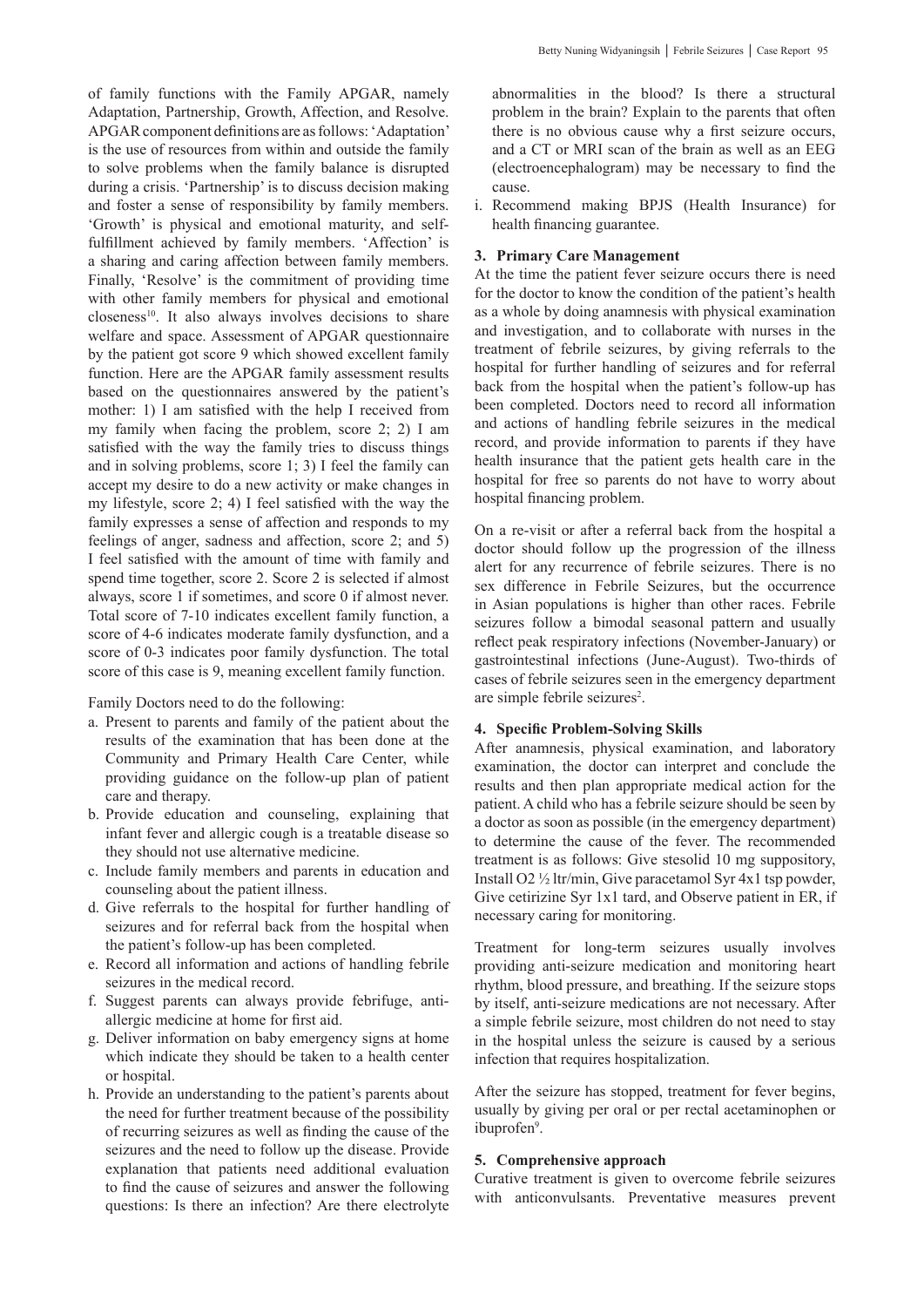of family functions with the Family APGAR, namely Adaptation, Partnership, Growth, Affection, and Resolve. APGAR component definitions are as follows: 'Adaptation' is the use of resources from within and outside the family to solve problems when the family balance is disrupted during a crisis. 'Partnership' is to discuss decision making and foster a sense of responsibility by family members. 'Growth' is physical and emotional maturity, and self-fulfillment achieved by family members. 'Affection' is a sharing and caring affection between family members. Finally, 'Resolve' is the commitment of providing time with other family members for physical and emotional closeness[10]. It also always involves decisions to share welfare and space. Assessment of APGAR questionnaire by the patient got score 9 which showed excellent family function. Here are the APGAR family assessment results based on the questionnaires answered by the patient's mother: 1) I am satisfied with the help I received from my family when facing the problem, score 2; 2) I am satisfied with the way the family tries to discuss things and in solving problems, score 1; 3) I feel the family can accept my desire to do a new activity or make changes in my lifestyle, score 2; 4) I feel satisfied with the way the family expresses a sense of affection and responds to my feelings of anger, sadness and affection, score 2; and 5) I feel satisfied with the amount of time with family and spend time together, score 2. Score 2 is selected if almost always, score 1 if sometimes, and score 0 if almost never. Total score of 7-10 indicates excellent family function, a score of 4-6 indicates moderate family dysfunction, and a score of 0-3 indicates poor family dysfunction. The total score of this case is 9, meaning excellent family function.

Family Doctors need to do the following:

a. Present to parents and family of the patient about the results of the examination that has been done at the Community and Primary Health Care Center, while providing guidance on the follow-up plan of patient care and therapy.
b. Provide education and counseling, explaining that infant fever and allergic cough is a treatable disease so they should not use alternative medicine.
c. Include family members and parents in education and counseling about the patient illness.
d. Give referrals to the hospital for further handling of seizures and for referral back from the hospital when the patient's follow-up has been completed.
e. Record all information and actions of handling febrile seizures in the medical record.
f. Suggest parents can always provide febrifuge, anti-allergic medicine at home for first aid.
g. Deliver information on baby emergency signs at home which indicate they should be taken to a health center or hospital.
h. Provide an understanding to the patient's parents about the need for further treatment because of the possibility of recurring seizures as well as finding the cause of the seizures and the need to follow up the disease. Provide explanation that patients need additional evaluation to find the cause of seizures and answer the following questions: Is there an infection? Are there electrolyte abnormalities in the blood? Is there a structural problem in the brain? Explain to the parents that often there is no obvious cause why a first seizure occurs, and a CT or MRI scan of the brain as well as an EEG (electroencephalogram) may be necessary to find the cause.
i. Recommend making BPJS (Health Insurance) for health financing guarantee.

### 3. Primary Care Management

At the time the patient fever seizure occurs there is need for the doctor to know the condition of the patient's health as a whole by doing anamnesis with physical examination and investigation, and to collaborate with nurses in the treatment of febrile seizures, by giving referrals to the hospital for further handling of seizures and for referral back from the hospital when the patient's follow-up has been completed. Doctors need to record all information and actions of handling febrile seizures in the medical record, and provide information to parents if they have health insurance that the patient gets health care in the hospital for free so parents do not have to worry about hospital financing problem.

On a re-visit or after a referral back from the hospital a doctor should follow up the progression of the illness alert for any recurrence of febrile seizures. There is no sex difference in Febrile Seizures, but the occurrence in Asian populations is higher than other races. Febrile seizures follow a bimodal seasonal pattern and usually reflect peak respiratory infections (November-January) or gastrointestinal infections (June-August). Two-thirds of cases of febrile seizures seen in the emergency department are simple febrile seizures[2].

### 4. Specific Problem-Solving Skills

After anamnesis, physical examination, and laboratory examination, the doctor can interpret and conclude the results and then plan appropriate medical action for the patient. A child who has a febrile seizure should be seen by a doctor as soon as possible (in the emergency department) to determine the cause of the fever. The recommended treatment is as follows: Give stesolid 10 mg suppository, Install O2 ½ ltr/min, Give paracetamol Syr 4x1 tsp powder, Give cetirizine Syr 1x1 tard, and Observe patient in ER, if necessary caring for monitoring.

Treatment for long-term seizures usually involves providing anti-seizure medication and monitoring heart rhythm, blood pressure, and breathing. If the seizure stops by itself, anti-seizure medications are not necessary. After a simple febrile seizure, most children do not need to stay in the hospital unless the seizure is caused by a serious infection that requires hospitalization.

After the seizure has stopped, treatment for fever begins, usually by giving per oral or per rectal acetaminophen or ibuprofen[9].

### 5. Comprehensive approach

Curative treatment is given to overcome febrile seizures with anticonvulsants. Preventative measures prevent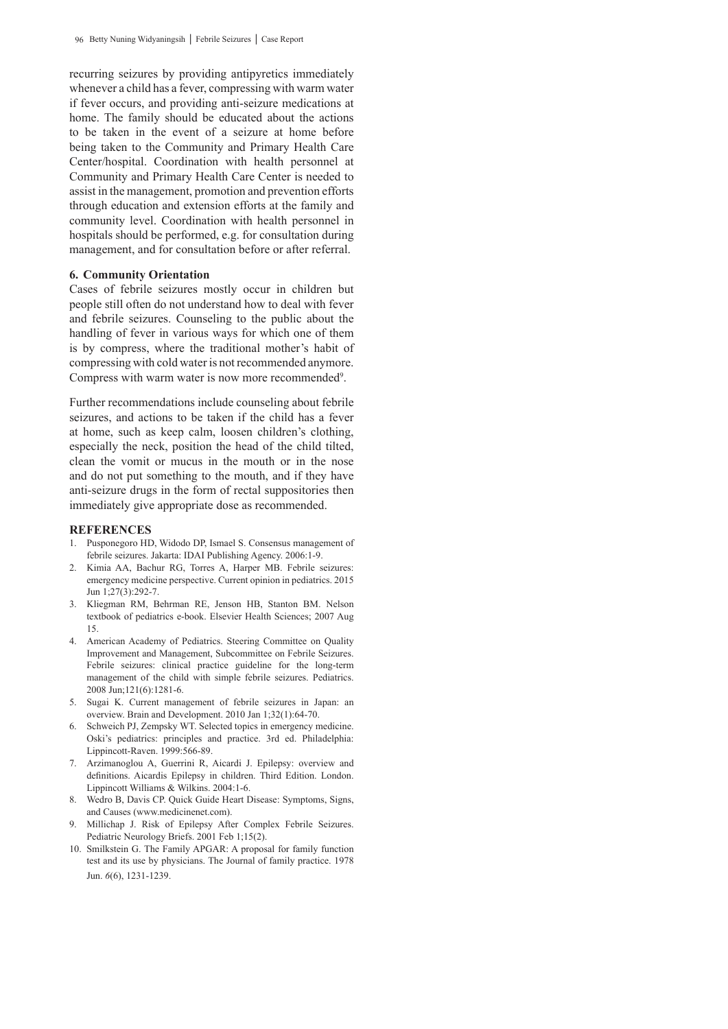recurring seizures by providing antipyretics immediately whenever a child has a fever, compressing with warm water if fever occurs, and providing anti-seizure medications at home. The family should be educated about the actions to be taken in the event of a seizure at home before being taken to the Community and Primary Health Care Center/hospital. Coordination with health personnel at Community and Primary Health Care Center is needed to assist in the management, promotion and prevention efforts through education and extension efforts at the family and community level. Coordination with health personnel in hospitals should be performed, e.g. for consultation during management, and for consultation before or after referral.

### 6. Community Orientation

Cases of febrile seizures mostly occur in children but people still often do not understand how to deal with fever and febrile seizures. Counseling to the public about the handling of fever in various ways for which one of them is by compress, where the traditional mother's habit of compressing with cold water is not recommended anymore. Compress with warm water is now more recommended[9].

Further recommendations include counseling about febrile seizures, and actions to be taken if the child has a fever at home, such as keep calm, loosen children's clothing, especially the neck, position the head of the child tilted, clean the vomit or mucus in the mouth or in the nose and do not put something to the mouth, and if they have anti-seizure drugs in the form of rectal suppositories then immediately give appropriate dose as recommended.

## REFERENCES

1. Pusponegoro HD, Widodo DP, Ismael S. Consensus management of febrile seizures. Jakarta: IDAI Publishing Agency. 2006:1-9.
2. Kimia AA, Bachur RG, Torres A, Harper MB. Febrile seizures: emergency medicine perspective. Current opinion in pediatrics. 2015 Jun 1;27(3):292-7.
3. Kliegman RM, Behrman RE, Jenson HB, Stanton BM. Nelson textbook of pediatrics e-book. Elsevier Health Sciences; 2007 Aug 15.
4. American Academy of Pediatrics. Steering Committee on Quality Improvement and Management, Subcommittee on Febrile Seizures. Febrile seizures: clinical practice guideline for the long-term management of the child with simple febrile seizures. Pediatrics. 2008 Jun;121(6):1281-6.
5. Sugai K. Current management of febrile seizures in Japan: an overview. Brain and Development. 2010 Jan 1;32(1):64-70.
6. Schweich PJ, Zempsky WT. Selected topics in emergency medicine. Oski's pediatrics: principles and practice. 3rd ed. Philadelphia: Lippincott-Raven. 1999:566-89.
7. Arzimanoglou A, Guerrini R, Aicardi J. Epilepsy: overview and definitions. Aicardis Epilepsy in children. Third Edition. London. Lippincott Williams & Wilkins. 2004:1-6.
8. Wedro B, Davis CP. Quick Guide Heart Disease: Symptoms, Signs, and Causes (www.medicinenet.com).
9. Millichap J. Risk of Epilepsy After Complex Febrile Seizures. Pediatric Neurology Briefs. 2001 Feb 1;15(2).
10. Smilkstein G. The Family APGAR: A proposal for family function test and its use by physicians. The Journal of family practice. 1978 Jun. *6*(6), 1231-1239.